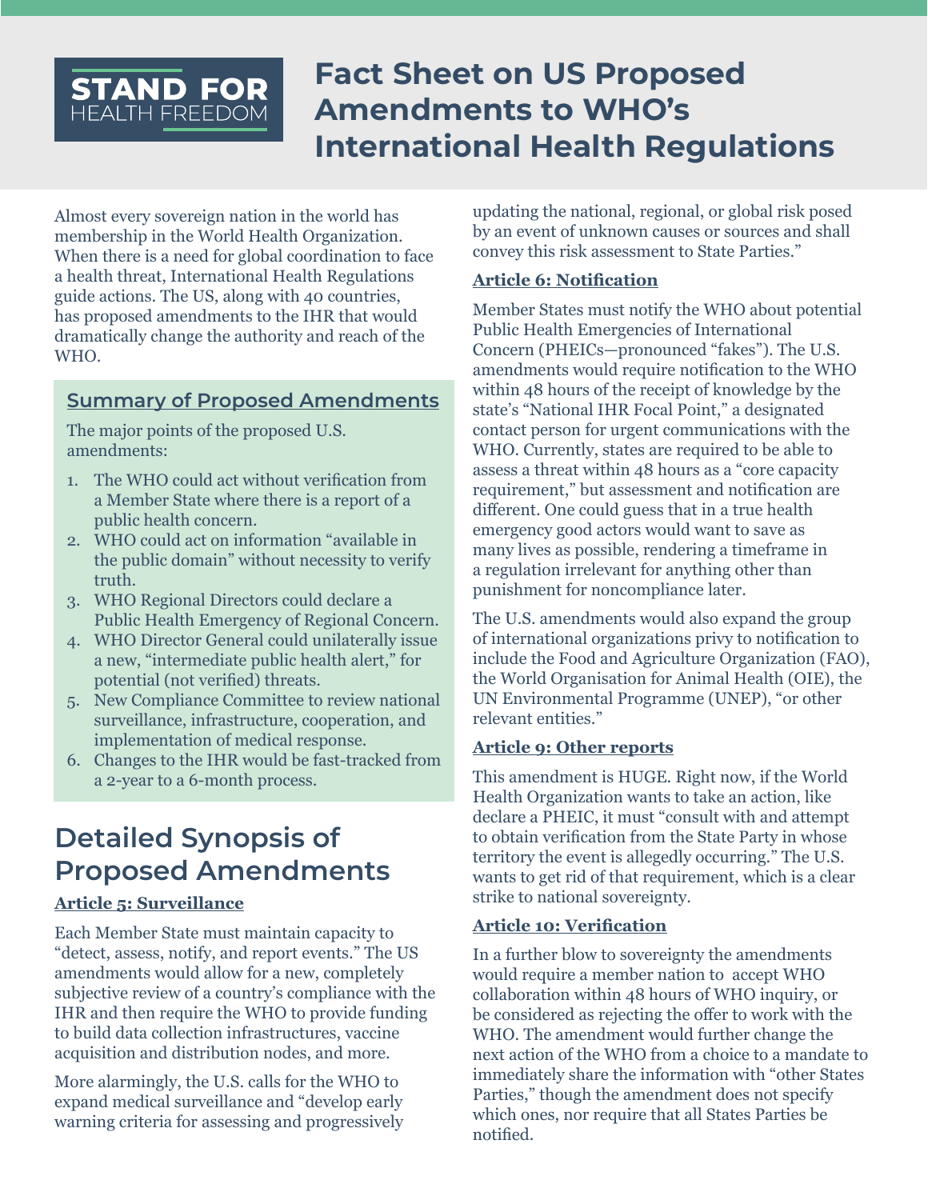STAND FOR HEALTH FREEDOM

# Fact Sheet on US Proposed Amendments to WHO's International Health Regulations

Almost every sovereign nation in the world has membership in the World Health Organization. When there is a need for global coordination to face a health threat, International Health Regulations guide actions. The US, along with 40 countries, has proposed amendments to the IHR that would dramatically change the authority and reach of the WHO.

## Summary of Proposed Amendments

The major points of the proposed U.S. amendments:

1. The WHO could act without verification from a Member State where there is a report of a public health concern.
2. WHO could act on information "available in the public domain" without necessity to verify truth.
3. WHO Regional Directors could declare a Public Health Emergency of Regional Concern.
4. WHO Director General could unilaterally issue a new, "intermediate public health alert," for potential (not verified) threats.
5. New Compliance Committee to review national surveillance, infrastructure, cooperation, and implementation of medical response.
6. Changes to the IHR would be fast-tracked from a 2-year to a 6-month process.

## Detailed Synopsis of Proposed Amendments

### Article 5: Surveillance

Each Member State must maintain capacity to "detect, assess, notify, and report events." The US amendments would allow for a new, completely subjective review of a country's compliance with the IHR and then require the WHO to provide funding to build data collection infrastructures, vaccine acquisition and distribution nodes, and more.

More alarmingly, the U.S. calls for the WHO to expand medical surveillance and "develop early warning criteria for assessing and progressively updating the national, regional, or global risk posed by an event of unknown causes or sources and shall convey this risk assessment to State Parties."

### Article 6: Notification

Member States must notify the WHO about potential Public Health Emergencies of International Concern (PHEICs—pronounced "fakes"). The U.S. amendments would require notification to the WHO within 48 hours of the receipt of knowledge by the state's "National IHR Focal Point," a designated contact person for urgent communications with the WHO. Currently, states are required to be able to assess a threat within 48 hours as a "core capacity requirement," but assessment and notification are different. One could guess that in a true health emergency good actors would want to save as many lives as possible, rendering a timeframe in a regulation irrelevant for anything other than punishment for noncompliance later.

The U.S. amendments would also expand the group of international organizations privy to notification to include the Food and Agriculture Organization (FAO), the World Organisation for Animal Health (OIE), the UN Environmental Programme (UNEP), "or other relevant entities."

### Article 9: Other reports

This amendment is HUGE. Right now, if the World Health Organization wants to take an action, like declare a PHEIC, it must "consult with and attempt to obtain verification from the State Party in whose territory the event is allegedly occurring." The U.S. wants to get rid of that requirement, which is a clear strike to national sovereignty.

### Article 10: Verification

In a further blow to sovereignty the amendments would require a member nation to accept WHO collaboration within 48 hours of WHO inquiry, or be considered as rejecting the offer to work with the WHO. The amendment would further change the next action of the WHO from a choice to a mandate to immediately share the information with "other States Parties," though the amendment does not specify which ones, nor require that all States Parties be notified.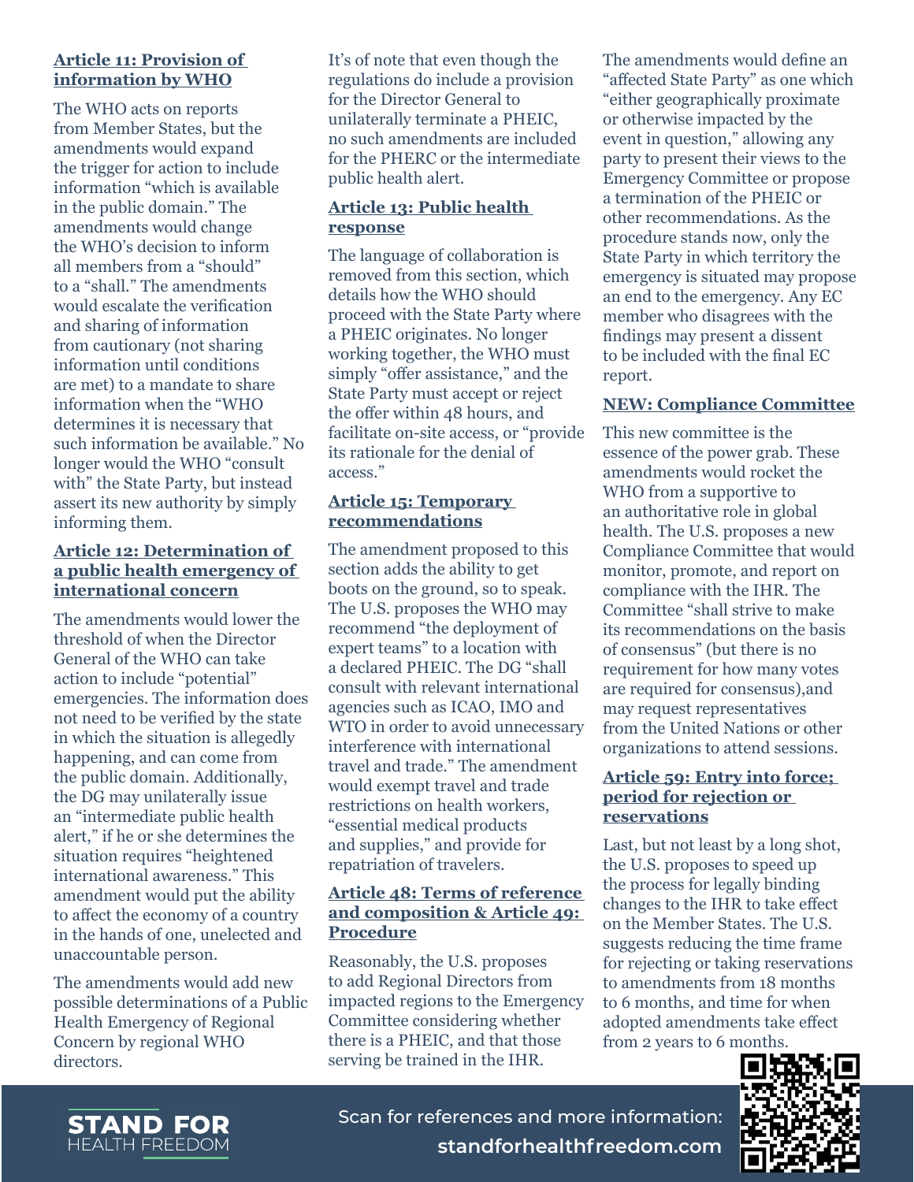## Article 11: Provision of information by WHO

The WHO acts on reports from Member States, but the amendments would expand the trigger for action to include information "which is available in the public domain." The amendments would change the WHO's decision to inform all members from a "should" to a "shall." The amendments would escalate the verification and sharing of information from cautionary (not sharing information until conditions are met) to a mandate to share information when the "WHO determines it is necessary that such information be available." No longer would the WHO "consult with" the State Party, but instead assert its new authority by simply informing them.

## Article 12: Determination of a public health emergency of international concern

The amendments would lower the threshold of when the Director General of the WHO can take action to include "potential" emergencies. The information does not need to be verified by the state in which the situation is allegedly happening, and can come from the public domain. Additionally, the DG may unilaterally issue an "intermediate public health alert," if he or she determines the situation requires "heightened international awareness." This amendment would put the ability to affect the economy of a country in the hands of one, unelected and unaccountable person.

The amendments would add new possible determinations of a Public Health Emergency of Regional Concern by regional WHO directors.

It's of note that even though the regulations do include a provision for the Director General to unilaterally terminate a PHEIC, no such amendments are included for the PHERC or the intermediate public health alert.

## Article 13: Public health response

The language of collaboration is removed from this section, which details how the WHO should proceed with the State Party where a PHEIC originates. No longer working together, the WHO must simply "offer assistance," and the State Party must accept or reject the offer within 48 hours, and facilitate on-site access, or "provide its rationale for the denial of access."

## Article 15: Temporary recommendations

The amendment proposed to this section adds the ability to get boots on the ground, so to speak. The U.S. proposes the WHO may recommend "the deployment of expert teams" to a location with a declared PHEIC. The DG "shall consult with relevant international agencies such as ICAO, IMO and WTO in order to avoid unnecessary interference with international travel and trade." The amendment would exempt travel and trade restrictions on health workers, "essential medical products and supplies," and provide for repatriation of travelers.

## Article 48: Terms of reference and composition & Article 49: Procedure

Reasonably, the U.S. proposes to add Regional Directors from impacted regions to the Emergency Committee considering whether there is a PHEIC, and that those serving be trained in the IHR.

The amendments would define an "affected State Party" as one which "either geographically proximate or otherwise impacted by the event in question," allowing any party to present their views to the Emergency Committee or propose a termination of the PHEIC or other recommendations. As the procedure stands now, only the State Party in which territory the emergency is situated may propose an end to the emergency. Any EC member who disagrees with the findings may present a dissent to be included with the final EC report.

## NEW: Compliance Committee

This new committee is the essence of the power grab. These amendments would rocket the WHO from a supportive to an authoritative role in global health. The U.S. proposes a new Compliance Committee that would monitor, promote, and report on compliance with the IHR. The Committee "shall strive to make its recommendations on the basis of consensus" (but there is no requirement for how many votes are required for consensus),and may request representatives from the United Nations or other organizations to attend sessions.

## Article 59: Entry into force; period for rejection or reservations

Last, but not least by a long shot, the U.S. proposes to speed up the process for legally binding changes to the IHR to take effect on the Member States. The U.S. suggests reducing the time frame for rejecting or taking reservations to amendments from 18 months to 6 months, and time for when adopted amendments take effect from 2 years to 6 months.

**STAND FOR** HEALTH FREEDOM

Scan for references and more information:
**standforhealthfreedom.com**